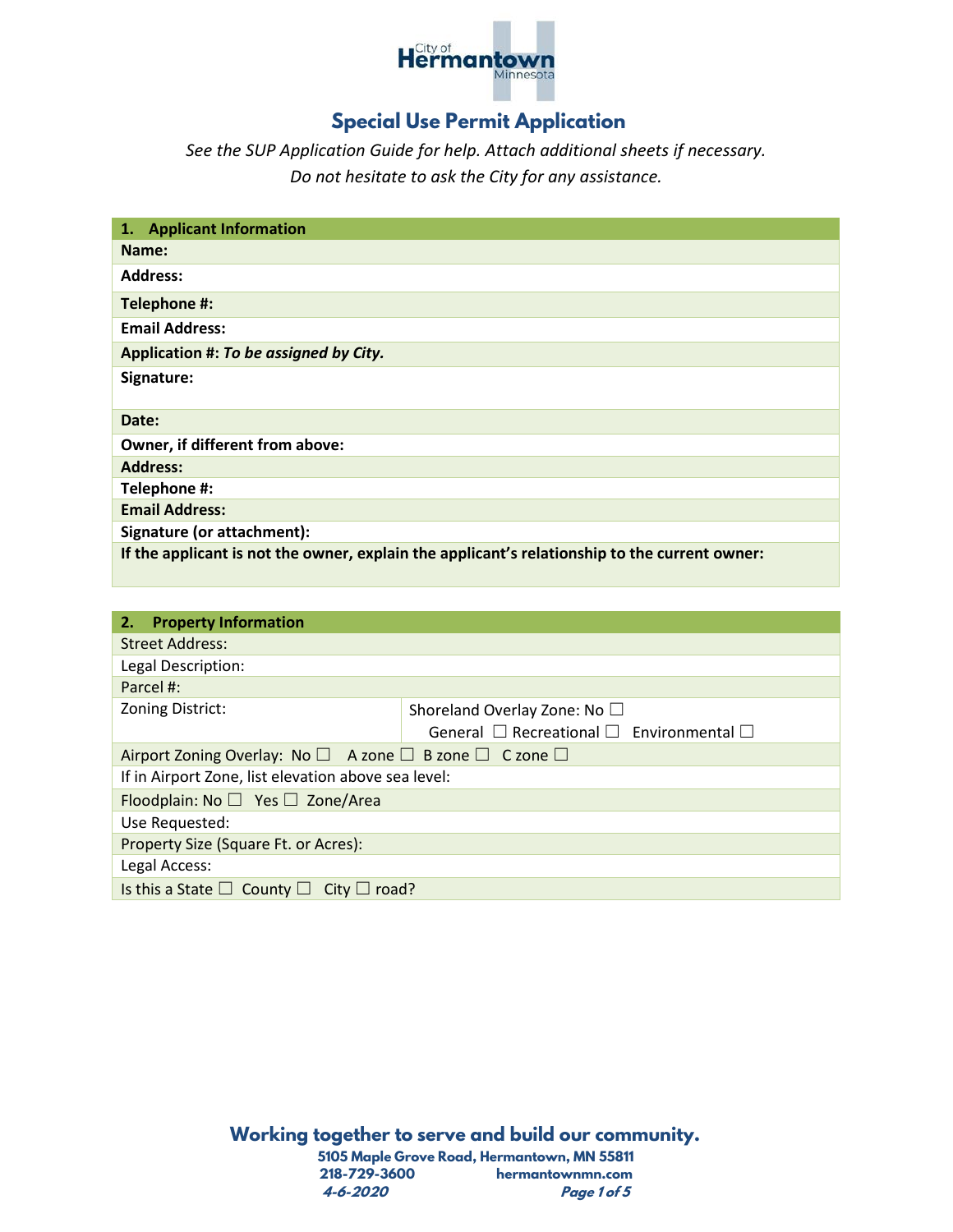City of Hermantown Minnesota

# Special Use Permit Application

*See the SUP Application Guide for help. Attach additional sheets if necessary.*
*Do not hesitate to ask the City for any assistance.*

| **1. Applicant Information** |
|---|
| **Name:** |
| **Address:** |
| **Telephone #:** |
| **Email Address:** |
| **Application #:** ***To be assigned by City.*** |
| **Signature:** |
| **Date:** |
| **Owner, if different from above:** |
| **Address:** |
| **Telephone #:** |
| **Email Address:** |
| **Signature (or attachment):** |
| **If the applicant is not the owner, explain the applicant's relationship to the current owner:** |

| **2. Property Information** | |
|---|---|
| Street Address: | |
| Legal Description: | |
| Parcel #: | |
| Zoning District: | Shoreland Overlay Zone: No ☐ General ☐ Recreational ☐ Environmental ☐ |
| Airport Zoning Overlay: No ☐ A zone ☐ B zone ☐ C zone ☐ | |
| If in Airport Zone, list elevation above sea level: | |
| Floodplain: No ☐ Yes ☐ Zone/Area | |
| Use Requested: | |
| Property Size (Square Ft. or Acres): | |
| Legal Access: | |
| Is this a State ☐ County ☐ City ☐ road? | |

**Working together to serve and build our community.**
5105 Maple Grove Road, Hermantown, MN 55811
218-729-3600 hermantownmn.com
*4-6-2020*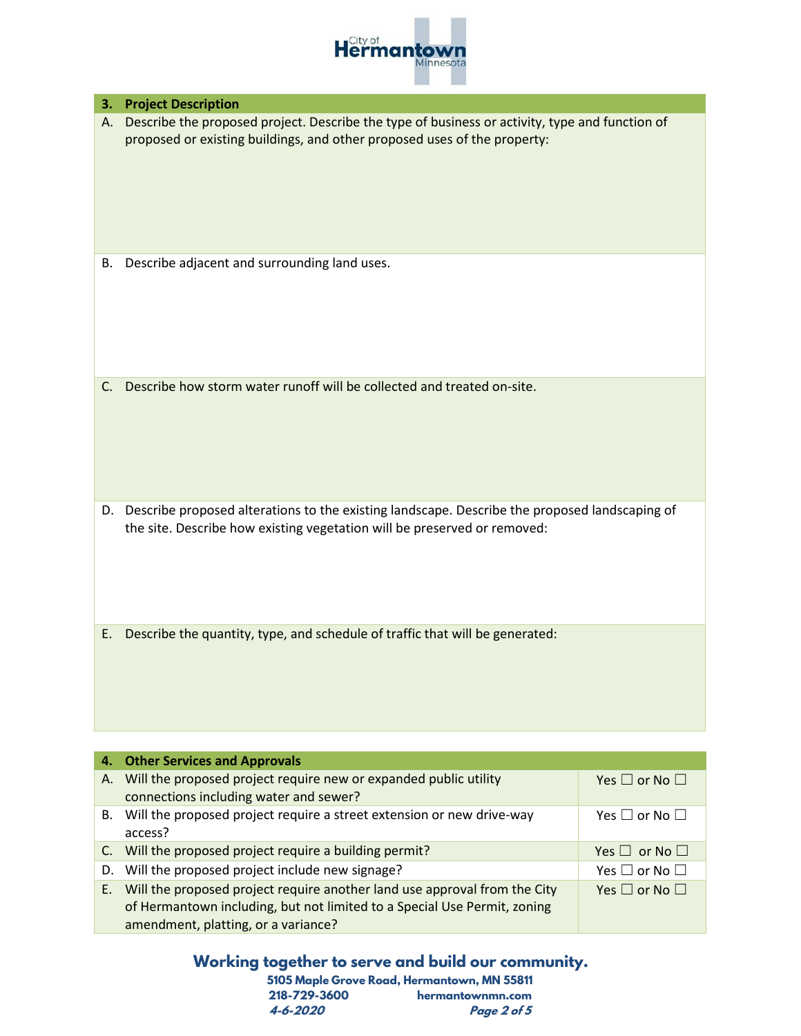## 3. Project Description

A. Describe the proposed project. Describe the type of business or activity, type and function of proposed or existing buildings, and other proposed uses of the property:

B. Describe adjacent and surrounding land uses.

C. Describe how storm water runoff will be collected and treated on-site.

D. Describe proposed alterations to the existing landscape. Describe the proposed landscaping of the site. Describe how existing vegetation will be preserved or removed:

E. Describe the quantity, type, and schedule of traffic that will be generated:

## 4. Other Services and Approvals

| | Question | Answer |
|---|---|---|
| A. | Will the proposed project require new or expanded public utility connections including water and sewer? | Yes ☐ or No ☐ |
| B. | Will the proposed project require a street extension or new drive-way access? | Yes ☐ or No ☐ |
| C. | Will the proposed project require a building permit? | Yes ☐ or No ☐ |
| D. | Will the proposed project include new signage? | Yes ☐ or No ☐ |
| E. | Will the proposed project require another land use approval from the City of Hermantown including, but not limited to a Special Use Permit, zoning amendment, platting, or a variance? | Yes ☐ or No ☐ |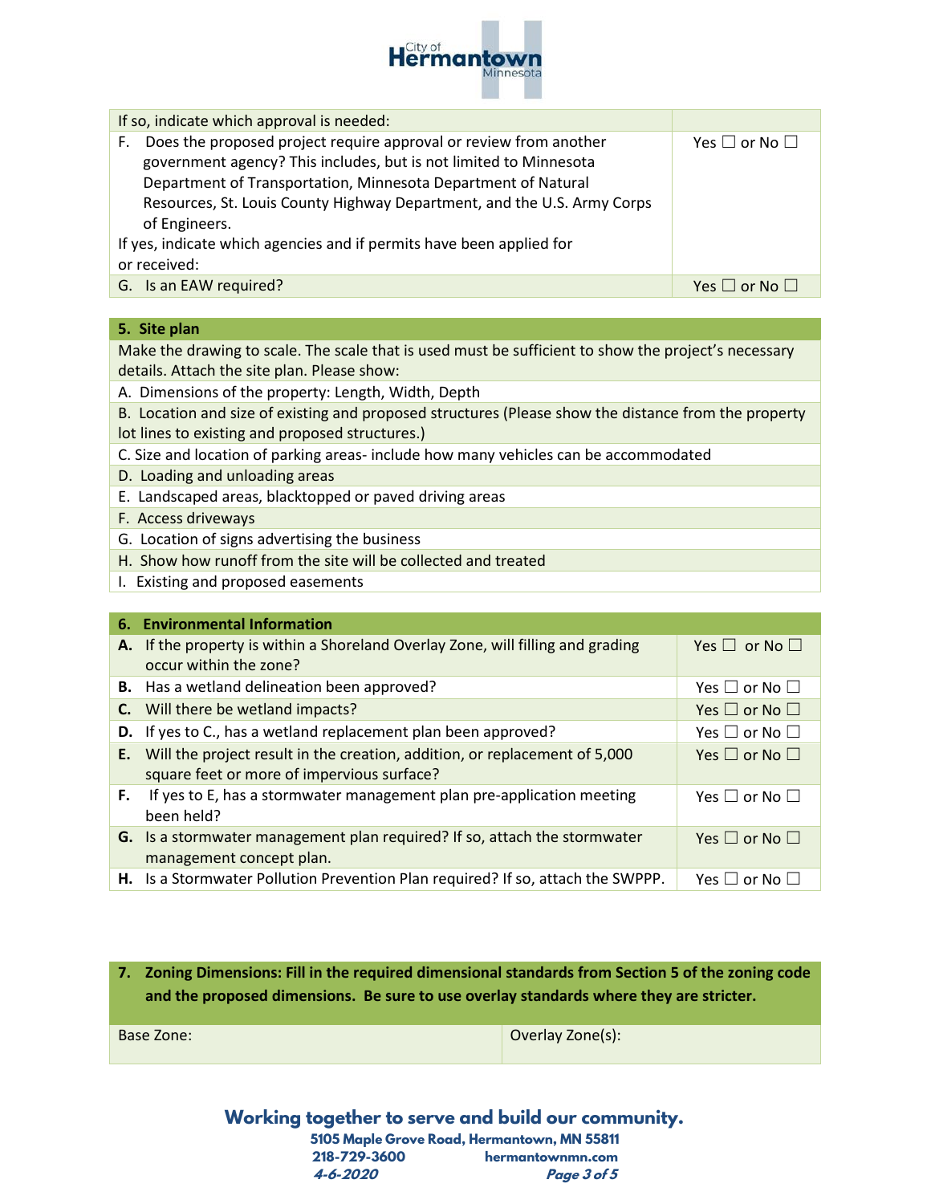| If so, indicate which approval is needed: | |
|---|---|
| F. Does the proposed project require approval or review from another government agency? This includes, but is not limited to Minnesota Department of Transportation, Minnesota Department of Natural Resources, St. Louis County Highway Department, and the U.S. Army Corps of Engineers.<br>If yes, indicate which agencies and if permits have been applied for or received: | Yes ☐ or No ☐ |
| G. Is an EAW required? | Yes ☐ or No ☐ |

| 5. Site plan |
|---|
| Make the drawing to scale. The scale that is used must be sufficient to show the project's necessary details. Attach the site plan. Please show: |
| A. Dimensions of the property: Length, Width, Depth |
| B. Location and size of existing and proposed structures (Please show the distance from the property lot lines to existing and proposed structures.) |
| C. Size and location of parking areas- include how many vehicles can be accommodated |
| D. Loading and unloading areas |
| E. Landscaped areas, blacktopped or paved driving areas |
| F. Access driveways |
| G. Location of signs advertising the business |
| H. Show how runoff from the site will be collected and treated |
| I. Existing and proposed easements |

| 6. Environmental Information | |
|---|---|
| **A.** If the property is within a Shoreland Overlay Zone, will filling and grading occur within the zone? | Yes ☐ or No ☐ |
| **B.** Has a wetland delineation been approved? | Yes ☐ or No ☐ |
| **C.** Will there be wetland impacts? | Yes ☐ or No ☐ |
| **D.** If yes to C., has a wetland replacement plan been approved? | Yes ☐ or No ☐ |
| **E.** Will the project result in the creation, addition, or replacement of 5,000 square feet or more of impervious surface? | Yes ☐ or No ☐ |
| **F.** If yes to E, has a stormwater management plan pre-application meeting been held? | Yes ☐ or No ☐ |
| **G.** Is a stormwater management plan required? If so, attach the stormwater management concept plan. | Yes ☐ or No ☐ |
| **H.** Is a Stormwater Pollution Prevention Plan required? If so, attach the SWPPP. | Yes ☐ or No ☐ |

| **7. Zoning Dimensions: Fill in the required dimensional standards from Section 5 of the zoning code and the proposed dimensions. Be sure to use overlay standards where they are stricter.** | |
|---|---|
| Base Zone: | Overlay Zone(s): |

**Working together to serve and build our community.**

5105 Maple Grove Road, Hermantown, MN 55811
218-729-3600 hermantownmn.com
4-6-2020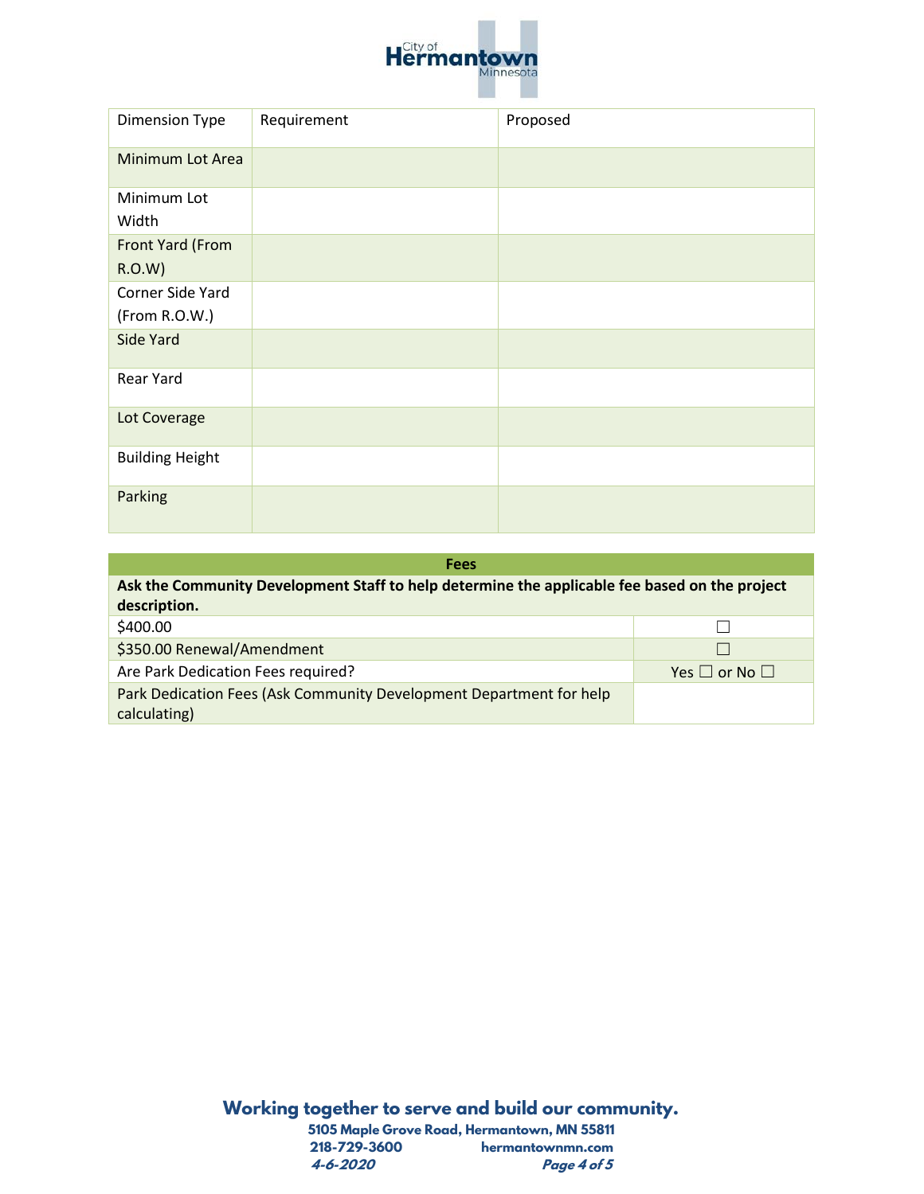| Dimension Type | Requirement | Proposed |
| --- | --- | --- |
| Minimum Lot Area | | |
| Minimum Lot Width | | |
| Front Yard (From R.O.W) | | |
| Corner Side Yard (From R.O.W.) | | |
| Side Yard | | |
| Rear Yard | | |
| Lot Coverage | | |
| Building Height | | |
| Parking | | |

| Fees | |
| --- | --- |
| **Ask the Community Development Staff to help determine the applicable fee based on the project description.** | |
| $400.00 | ☐ |
| $350.00 Renewal/Amendment | ☐ |
| Are Park Dedication Fees required? | Yes ☐ or No ☐ |
| Park Dedication Fees (Ask Community Development Department for help calculating) | |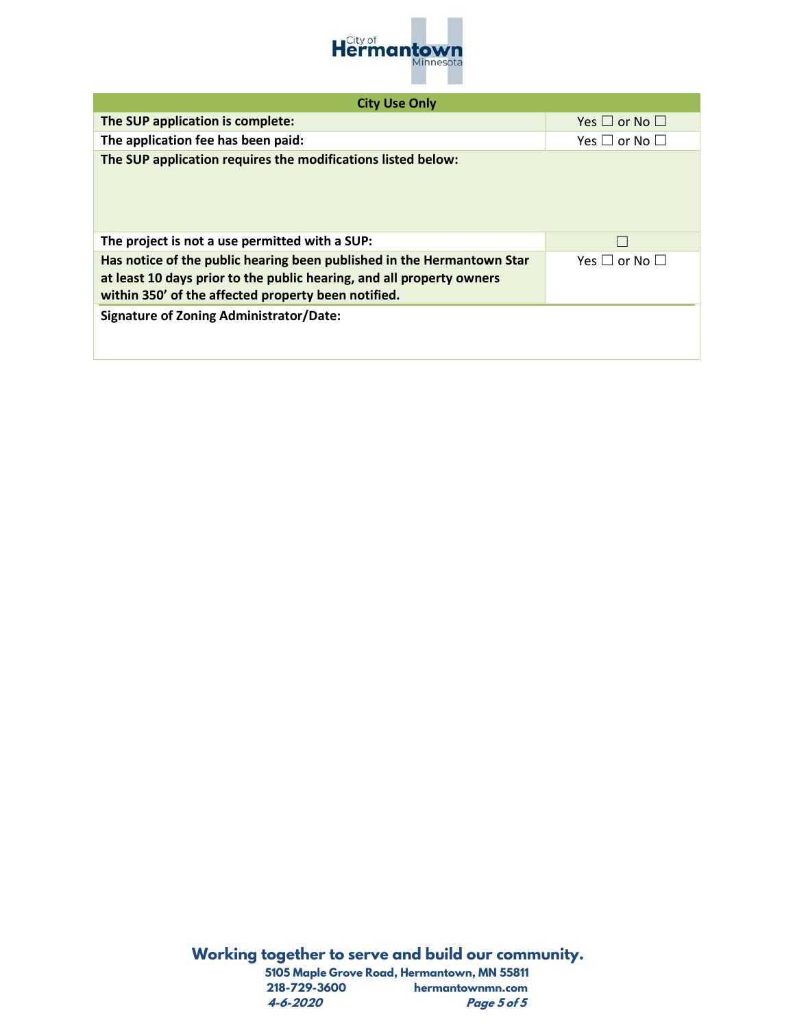| City Use Only | |
|---|---|
| **The SUP application is complete:** | Yes ☐ or No ☐ |
| **The application fee has been paid:** | Yes ☐ or No ☐ |
| **The SUP application requires the modifications listed below:** | |
| **The project is not a use permitted with a SUP:** | ☐ |
| **Has notice of the public hearing been published in the Hermantown Star at least 10 days prior to the public hearing, and all property owners within 350' of the affected property been notified.** | Yes ☐ or No ☐ |
| **Signature of Zoning Administrator/Date:** | |

**Working together to serve and build our community.**

**5105 Maple Grove Road, Hermantown, MN 55811**
**218-729-3600** **hermantownmn.com**
***4-6-2020***